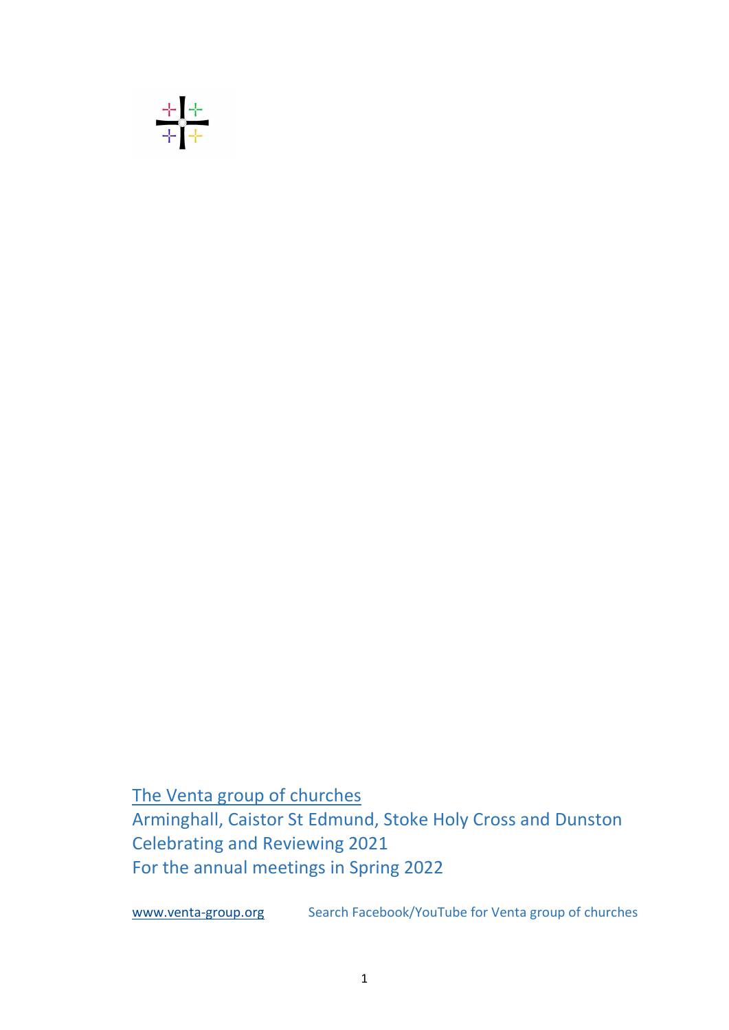[The Venta group of churches](http://www.venta-group.org)

Arminghall, Caistor St Edmund, Stoke Holy Cross and Dunston

Celebrating and Reviewing 2021

For the annual meetings in Spring 2022

[www.venta-group.org](http://www.venta-group.org) Search Facebook/YouTube for Venta group of churches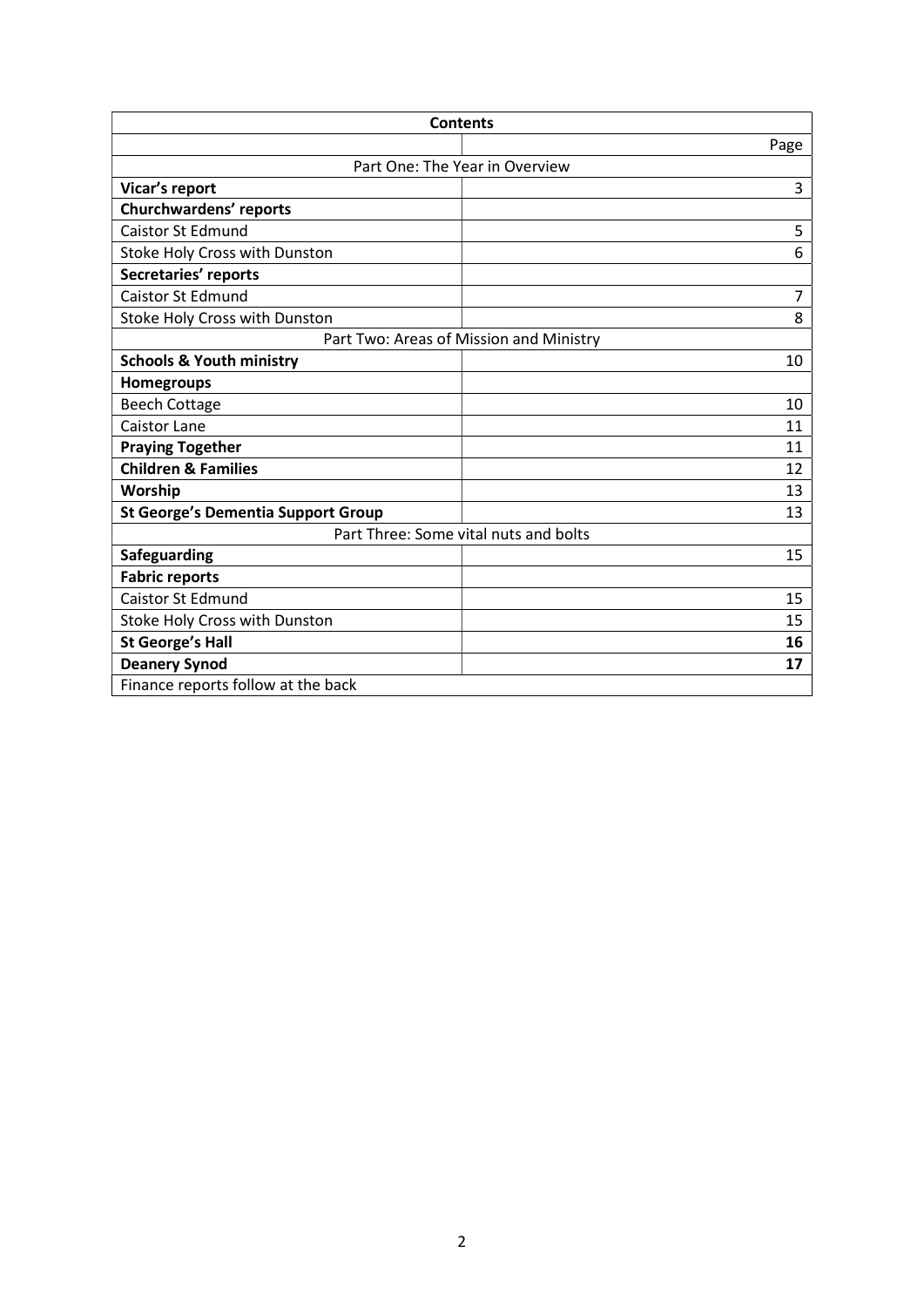| Contents | |
|---|---|
| | Page |
| Part One: The Year in Overview | |
| **Vicar's report** | 3 |
| **Churchwardens' reports** | |
| Caistor St Edmund | 5 |
| Stoke Holy Cross with Dunston | 6 |
| **Secretaries' reports** | |
| Caistor St Edmund | 7 |
| Stoke Holy Cross with Dunston | 8 |
| Part Two: Areas of Mission and Ministry | |
| **Schools & Youth ministry** | 10 |
| **Homegroups** | |
| Beech Cottage | 10 |
| Caistor Lane | 11 |
| **Praying Together** | 11 |
| **Children & Families** | 12 |
| **Worship** | 13 |
| **St George's Dementia Support Group** | 13 |
| Part Three: Some vital nuts and bolts | |
| **Safeguarding** | 15 |
| **Fabric reports** | |
| Caistor St Edmund | 15 |
| Stoke Holy Cross with Dunston | 15 |
| **St George's Hall** | **16** |
| **Deanery Synod** | **17** |
| Finance reports follow at the back | |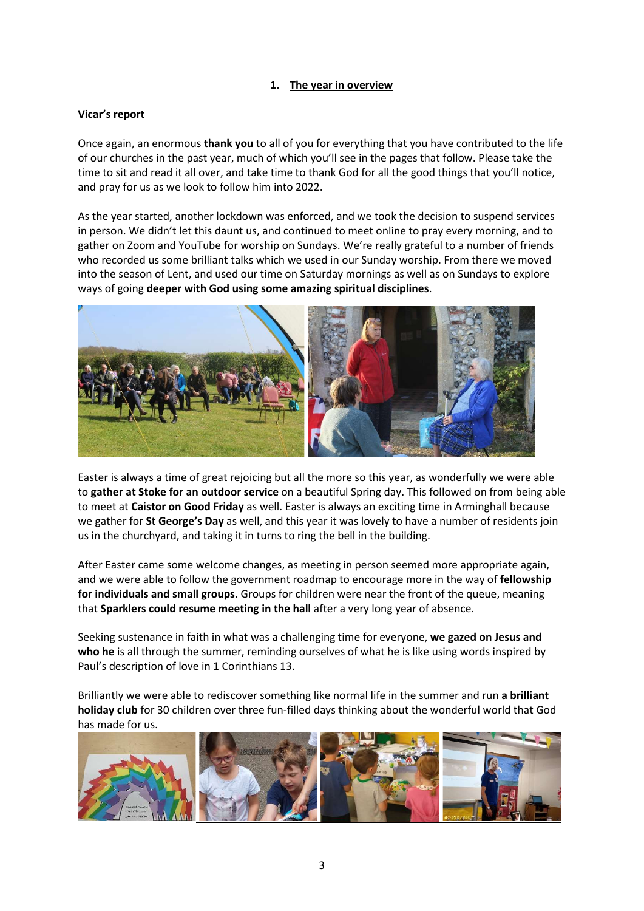## 1. The year in overview

### Vicar's report

Once again, an enormous **thank you** to all of you for everything that you have contributed to the life of our churches in the past year, much of which you'll see in the pages that follow. Please take the time to sit and read it all over, and take time to thank God for all the good things that you'll notice, and pray for us as we look to follow him into 2022.

As the year started, another lockdown was enforced, and we took the decision to suspend services in person. We didn't let this daunt us, and continued to meet online to pray every morning, and to gather on Zoom and YouTube for worship on Sundays. We're really grateful to a number of friends who recorded us some brilliant talks which we used in our Sunday worship. From there we moved into the season of Lent, and used our time on Saturday mornings as well as on Sundays to explore ways of going **deeper with God using some amazing spiritual disciplines**.

Easter is always a time of great rejoicing but all the more so this year, as wonderfully we were able to **gather at Stoke for an outdoor service** on a beautiful Spring day. This followed on from being able to meet at **Caistor on Good Friday** as well. Easter is always an exciting time in Arminghall because we gather for **St George's Day** as well, and this year it was lovely to have a number of residents join us in the churchyard, and taking it in turns to ring the bell in the building.

After Easter came some welcome changes, as meeting in person seemed more appropriate again, and we were able to follow the government roadmap to encourage more in the way of **fellowship for individuals and small groups**. Groups for children were near the front of the queue, meaning that **Sparklers could resume meeting in the hall** after a very long year of absence.

Seeking sustenance in faith in what was a challenging time for everyone, **we gazed on Jesus and who he** is all through the summer, reminding ourselves of what he is like using words inspired by Paul's description of love in 1 Corinthians 13.

Brilliantly we were able to rediscover something like normal life in the summer and run **a brilliant holiday club** for 30 children over three fun-filled days thinking about the wonderful world that God has made for us.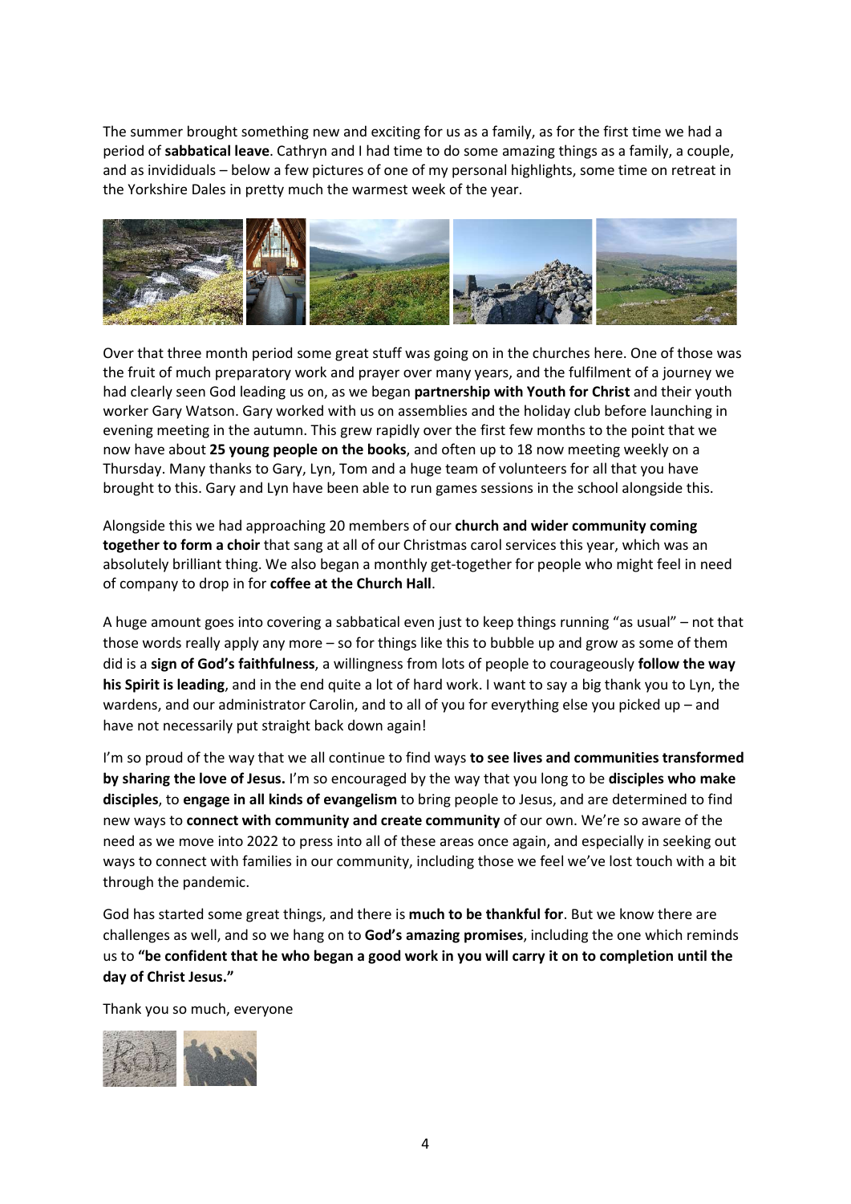The summer brought something new and exciting for us as a family, as for the first time we had a period of **sabbatical leave**. Cathryn and I had time to do some amazing things as a family, a couple, and as invididuals – below a few pictures of one of my personal highlights, some time on retreat in the Yorkshire Dales in pretty much the warmest week of the year.

Over that three month period some great stuff was going on in the churches here. One of those was the fruit of much preparatory work and prayer over many years, and the fulfilment of a journey we had clearly seen God leading us on, as we began **partnership with Youth for Christ** and their youth worker Gary Watson. Gary worked with us on assemblies and the holiday club before launching in evening meeting in the autumn. This grew rapidly over the first few months to the point that we now have about **25 young people on the books**, and often up to 18 now meeting weekly on a Thursday. Many thanks to Gary, Lyn, Tom and a huge team of volunteers for all that you have brought to this. Gary and Lyn have been able to run games sessions in the school alongside this.

Alongside this we had approaching 20 members of our **church and wider community coming together to form a choir** that sang at all of our Christmas carol services this year, which was an absolutely brilliant thing. We also began a monthly get-together for people who might feel in need of company to drop in for **coffee at the Church Hall**.

A huge amount goes into covering a sabbatical even just to keep things running "as usual" – not that those words really apply any more – so for things like this to bubble up and grow as some of them did is a **sign of God's faithfulness**, a willingness from lots of people to courageously **follow the way his Spirit is leading**, and in the end quite a lot of hard work. I want to say a big thank you to Lyn, the wardens, and our administrator Carolin, and to all of you for everything else you picked up – and have not necessarily put straight back down again!

I'm so proud of the way that we all continue to find ways **to see lives and communities transformed by sharing the love of Jesus.** I'm so encouraged by the way that you long to be **disciples who make disciples**, to **engage in all kinds of evangelism** to bring people to Jesus, and are determined to find new ways to **connect with community and create community** of our own. We're so aware of the need as we move into 2022 to press into all of these areas once again, and especially in seeking out ways to connect with families in our community, including those we feel we've lost touch with a bit through the pandemic.

God has started some great things, and there is **much to be thankful for**. But we know there are challenges as well, and so we hang on to **God's amazing promises**, including the one which reminds us to **"be confident that he who began a good work in you will carry it on to completion until the day of Christ Jesus."**

Thank you so much, everyone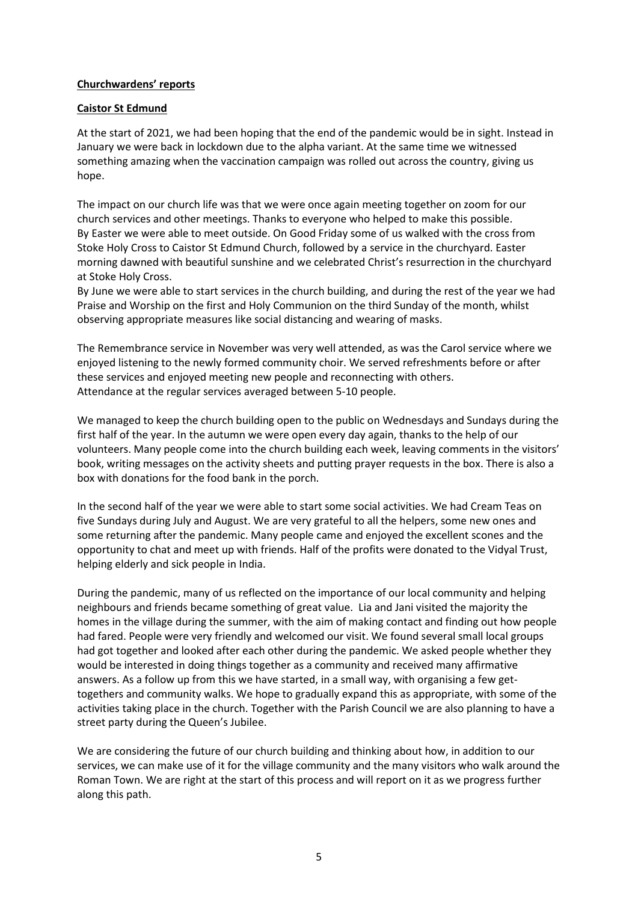**Churchwardens' reports**

**Caistor St Edmund**

At the start of 2021, we had been hoping that the end of the pandemic would be in sight. Instead in January we were back in lockdown due to the alpha variant. At the same time we witnessed something amazing when the vaccination campaign was rolled out across the country, giving us hope.

The impact on our church life was that we were once again meeting together on zoom for our church services and other meetings. Thanks to everyone who helped to make this possible. By Easter we were able to meet outside. On Good Friday some of us walked with the cross from Stoke Holy Cross to Caistor St Edmund Church, followed by a service in the churchyard. Easter morning dawned with beautiful sunshine and we celebrated Christ's resurrection in the churchyard at Stoke Holy Cross.
By June we were able to start services in the church building, and during the rest of the year we had Praise and Worship on the first and Holy Communion on the third Sunday of the month, whilst observing appropriate measures like social distancing and wearing of masks.

The Remembrance service in November was very well attended, as was the Carol service where we enjoyed listening to the newly formed community choir. We served refreshments before or after these services and enjoyed meeting new people and reconnecting with others.
Attendance at the regular services averaged between 5-10 people.

We managed to keep the church building open to the public on Wednesdays and Sundays during the first half of the year. In the autumn we were open every day again, thanks to the help of our volunteers. Many people come into the church building each week, leaving comments in the visitors' book, writing messages on the activity sheets and putting prayer requests in the box. There is also a box with donations for the food bank in the porch.

In the second half of the year we were able to start some social activities. We had Cream Teas on five Sundays during July and August. We are very grateful to all the helpers, some new ones and some returning after the pandemic. Many people came and enjoyed the excellent scones and the opportunity to chat and meet up with friends. Half of the profits were donated to the Vidyal Trust, helping elderly and sick people in India.

During the pandemic, many of us reflected on the importance of our local community and helping neighbours and friends became something of great value. Lia and Jani visited the majority the homes in the village during the summer, with the aim of making contact and finding out how people had fared. People were very friendly and welcomed our visit. We found several small local groups had got together and looked after each other during the pandemic. We asked people whether they would be interested in doing things together as a community and received many affirmative answers. As a follow up from this we have started, in a small way, with organising a few get-togethers and community walks. We hope to gradually expand this as appropriate, with some of the activities taking place in the church. Together with the Parish Council we are also planning to have a street party during the Queen's Jubilee.

We are considering the future of our church building and thinking about how, in addition to our services, we can make use of it for the village community and the many visitors who walk around the Roman Town. We are right at the start of this process and will report on it as we progress further along this path.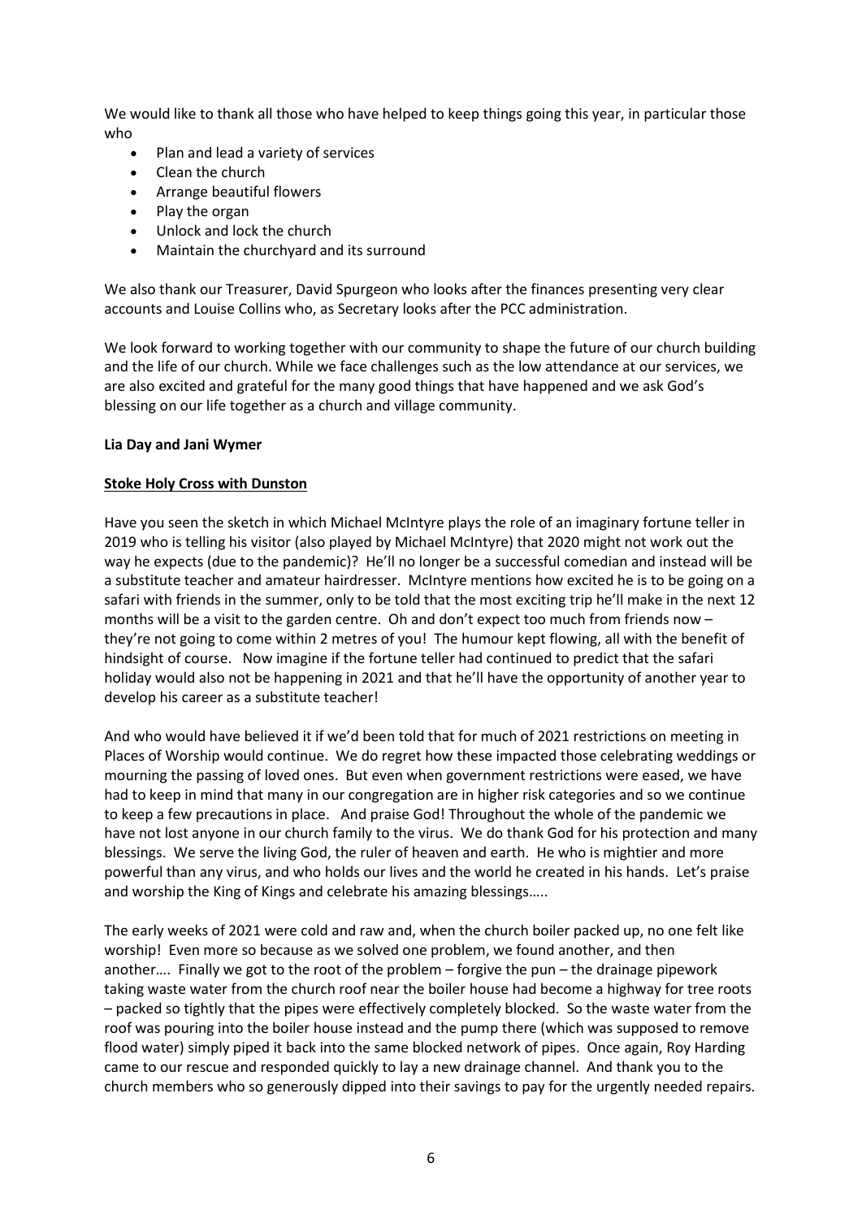We would like to thank all those who have helped to keep things going this year, in particular those who

- Plan and lead a variety of services
- Clean the church
- Arrange beautiful flowers
- Play the organ
- Unlock and lock the church
- Maintain the churchyard and its surround

We also thank our Treasurer, David Spurgeon who looks after the finances presenting very clear accounts and Louise Collins who, as Secretary looks after the PCC administration.

We look forward to working together with our community to shape the future of our church building and the life of our church. While we face challenges such as the low attendance at our services, we are also excited and grateful for the many good things that have happened and we ask God's blessing on our life together as a church and village community.

**Lia Day and Jani Wymer**

**Stoke Holy Cross with Dunston**

Have you seen the sketch in which Michael McIntyre plays the role of an imaginary fortune teller in 2019 who is telling his visitor (also played by Michael McIntyre) that 2020 might not work out the way he expects (due to the pandemic)? He'll no longer be a successful comedian and instead will be a substitute teacher and amateur hairdresser. McIntyre mentions how excited he is to be going on a safari with friends in the summer, only to be told that the most exciting trip he'll make in the next 12 months will be a visit to the garden centre. Oh and don't expect too much from friends now – they're not going to come within 2 metres of you! The humour kept flowing, all with the benefit of hindsight of course. Now imagine if the fortune teller had continued to predict that the safari holiday would also not be happening in 2021 and that he'll have the opportunity of another year to develop his career as a substitute teacher!

And who would have believed it if we'd been told that for much of 2021 restrictions on meeting in Places of Worship would continue. We do regret how these impacted those celebrating weddings or mourning the passing of loved ones. But even when government restrictions were eased, we have had to keep in mind that many in our congregation are in higher risk categories and so we continue to keep a few precautions in place. And praise God! Throughout the whole of the pandemic we have not lost anyone in our church family to the virus. We do thank God for his protection and many blessings. We serve the living God, the ruler of heaven and earth. He who is mightier and more powerful than any virus, and who holds our lives and the world he created in his hands. Let's praise and worship the King of Kings and celebrate his amazing blessings…..

The early weeks of 2021 were cold and raw and, when the church boiler packed up, no one felt like worship! Even more so because as we solved one problem, we found another, and then another…. Finally we got to the root of the problem – forgive the pun – the drainage pipework taking waste water from the church roof near the boiler house had become a highway for tree roots – packed so tightly that the pipes were effectively completely blocked. So the waste water from the roof was pouring into the boiler house instead and the pump there (which was supposed to remove flood water) simply piped it back into the same blocked network of pipes. Once again, Roy Harding came to our rescue and responded quickly to lay a new drainage channel. And thank you to the church members who so generously dipped into their savings to pay for the urgently needed repairs.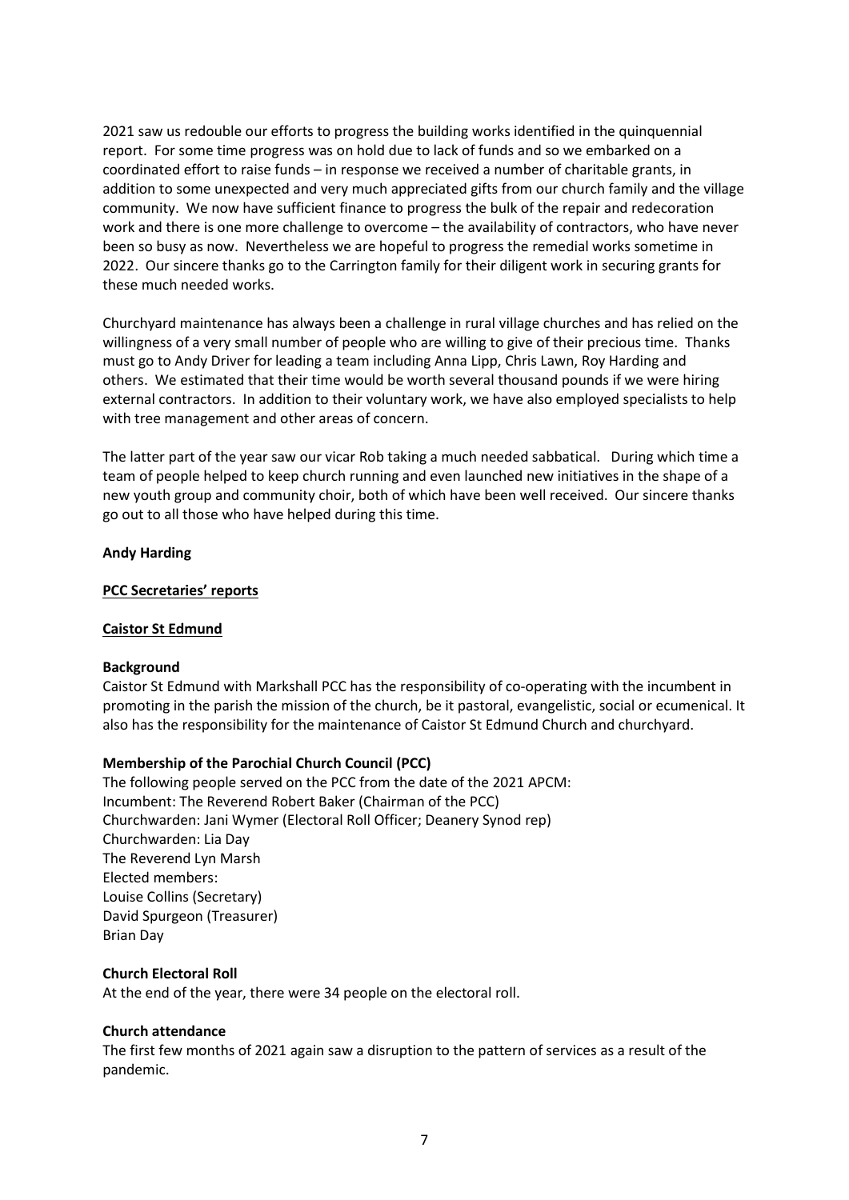2021 saw us redouble our efforts to progress the building works identified in the quinquennial report. For some time progress was on hold due to lack of funds and so we embarked on a coordinated effort to raise funds – in response we received a number of charitable grants, in addition to some unexpected and very much appreciated gifts from our church family and the village community. We now have sufficient finance to progress the bulk of the repair and redecoration work and there is one more challenge to overcome – the availability of contractors, who have never been so busy as now. Nevertheless we are hopeful to progress the remedial works sometime in 2022. Our sincere thanks go to the Carrington family for their diligent work in securing grants for these much needed works.

Churchyard maintenance has always been a challenge in rural village churches and has relied on the willingness of a very small number of people who are willing to give of their precious time. Thanks must go to Andy Driver for leading a team including Anna Lipp, Chris Lawn, Roy Harding and others. We estimated that their time would be worth several thousand pounds if we were hiring external contractors. In addition to their voluntary work, we have also employed specialists to help with tree management and other areas of concern.

The latter part of the year saw our vicar Rob taking a much needed sabbatical. During which time a team of people helped to keep church running and even launched new initiatives in the shape of a new youth group and community choir, both of which have been well received. Our sincere thanks go out to all those who have helped during this time.

**Andy Harding**

## PCC Secretaries' reports

### Caistor St Edmund

**Background**

Caistor St Edmund with Markshall PCC has the responsibility of co-operating with the incumbent in promoting in the parish the mission of the church, be it pastoral, evangelistic, social or ecumenical. It also has the responsibility for the maintenance of Caistor St Edmund Church and churchyard.

**Membership of the Parochial Church Council (PCC)**

The following people served on the PCC from the date of the 2021 APCM:
Incumbent: The Reverend Robert Baker (Chairman of the PCC)
Churchwarden: Jani Wymer (Electoral Roll Officer; Deanery Synod rep)
Churchwarden: Lia Day
The Reverend Lyn Marsh
Elected members:
Louise Collins (Secretary)
David Spurgeon (Treasurer)
Brian Day

**Church Electoral Roll**

At the end of the year, there were 34 people on the electoral roll.

**Church attendance**

The first few months of 2021 again saw a disruption to the pattern of services as a result of the pandemic.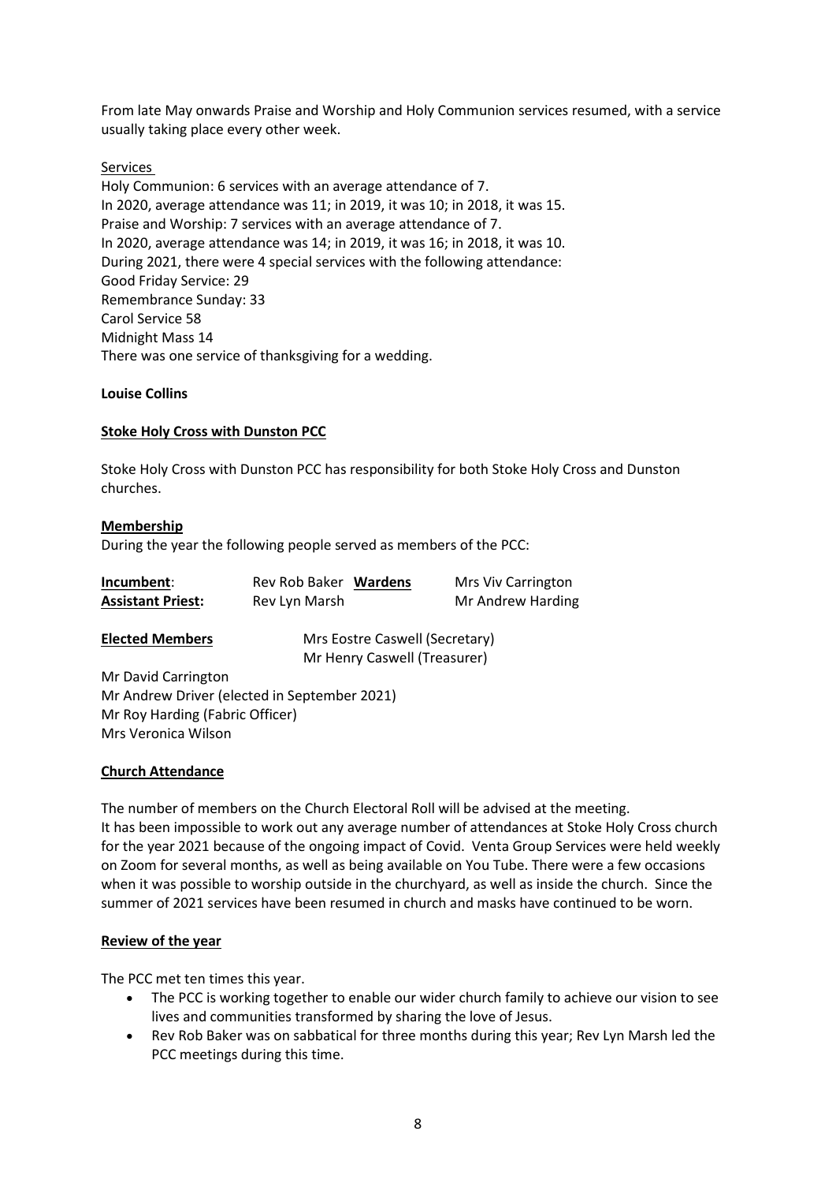From late May onwards Praise and Worship and Holy Communion services resumed, with a service usually taking place every other week.

Services

Holy Communion: 6 services with an average attendance of 7.
In 2020, average attendance was 11; in 2019, it was 10; in 2018, it was 15.
Praise and Worship: 7 services with an average attendance of 7.
In 2020, average attendance was 14; in 2019, it was 16; in 2018, it was 10.
During 2021, there were 4 special services with the following attendance:
Good Friday Service: 29
Remembrance Sunday: 33
Carol Service 58
Midnight Mass 14
There was one service of thanksgiving for a wedding.

**Louise Collins**

## Stoke Holy Cross with Dunston PCC

Stoke Holy Cross with Dunston PCC has responsibility for both Stoke Holy Cross and Dunston churches.

### Membership

During the year the following people served as members of the PCC:

| | | | |
|---|---|---|---|
| **Incumbent**: | Rev Rob Baker | **Wardens** | Mrs Viv Carrington |
| **Assistant Priest:** | Rev Lyn Marsh | | Mr Andrew Harding |

**Elected Members**
Mrs Eostre Caswell (Secretary)
Mr Henry Caswell (Treasurer)
Mr David Carrington
Mr Andrew Driver (elected in September 2021)
Mr Roy Harding (Fabric Officer)
Mrs Veronica Wilson

### Church Attendance

The number of members on the Church Electoral Roll will be advised at the meeting.
It has been impossible to work out any average number of attendances at Stoke Holy Cross church for the year 2021 because of the ongoing impact of Covid. Venta Group Services were held weekly on Zoom for several months, as well as being available on You Tube. There were a few occasions when it was possible to worship outside in the churchyard, as well as inside the church. Since the summer of 2021 services have been resumed in church and masks have continued to be worn.

### Review of the year

The PCC met ten times this year.

- The PCC is working together to enable our wider church family to achieve our vision to see lives and communities transformed by sharing the love of Jesus.
- Rev Rob Baker was on sabbatical for three months during this year; Rev Lyn Marsh led the PCC meetings during this time.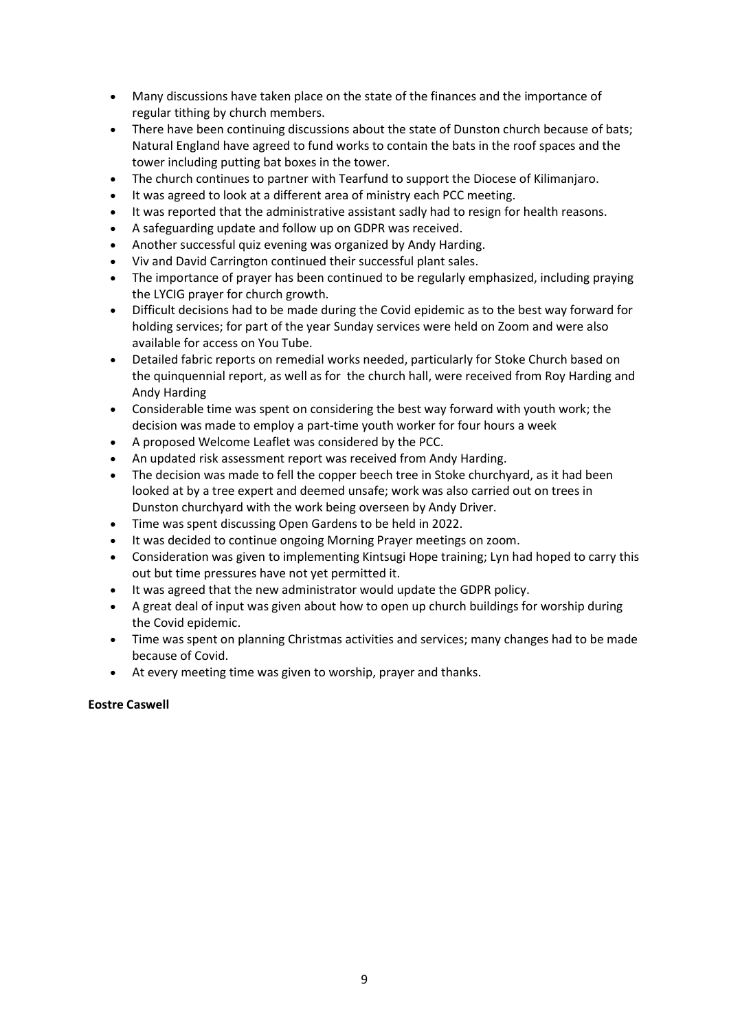- Many discussions have taken place on the state of the finances and the importance of regular tithing by church members.
- There have been continuing discussions about the state of Dunston church because of bats; Natural England have agreed to fund works to contain the bats in the roof spaces and the tower including putting bat boxes in the tower.
- The church continues to partner with Tearfund to support the Diocese of Kilimanjaro.
- It was agreed to look at a different area of ministry each PCC meeting.
- It was reported that the administrative assistant sadly had to resign for health reasons.
- A safeguarding update and follow up on GDPR was received.
- Another successful quiz evening was organized by Andy Harding.
- Viv and David Carrington continued their successful plant sales.
- The importance of prayer has been continued to be regularly emphasized, including praying the LYCIG prayer for church growth.
- Difficult decisions had to be made during the Covid epidemic as to the best way forward for holding services; for part of the year Sunday services were held on Zoom and were also available for access on You Tube.
- Detailed fabric reports on remedial works needed, particularly for Stoke Church based on the quinquennial report, as well as for the church hall, were received from Roy Harding and Andy Harding
- Considerable time was spent on considering the best way forward with youth work; the decision was made to employ a part-time youth worker for four hours a week
- A proposed Welcome Leaflet was considered by the PCC.
- An updated risk assessment report was received from Andy Harding.
- The decision was made to fell the copper beech tree in Stoke churchyard, as it had been looked at by a tree expert and deemed unsafe; work was also carried out on trees in Dunston churchyard with the work being overseen by Andy Driver.
- Time was spent discussing Open Gardens to be held in 2022.
- It was decided to continue ongoing Morning Prayer meetings on zoom.
- Consideration was given to implementing Kintsugi Hope training; Lyn had hoped to carry this out but time pressures have not yet permitted it.
- It was agreed that the new administrator would update the GDPR policy.
- A great deal of input was given about how to open up church buildings for worship during the Covid epidemic.
- Time was spent on planning Christmas activities and services; many changes had to be made because of Covid.
- At every meeting time was given to worship, prayer and thanks.

**Eostre Caswell**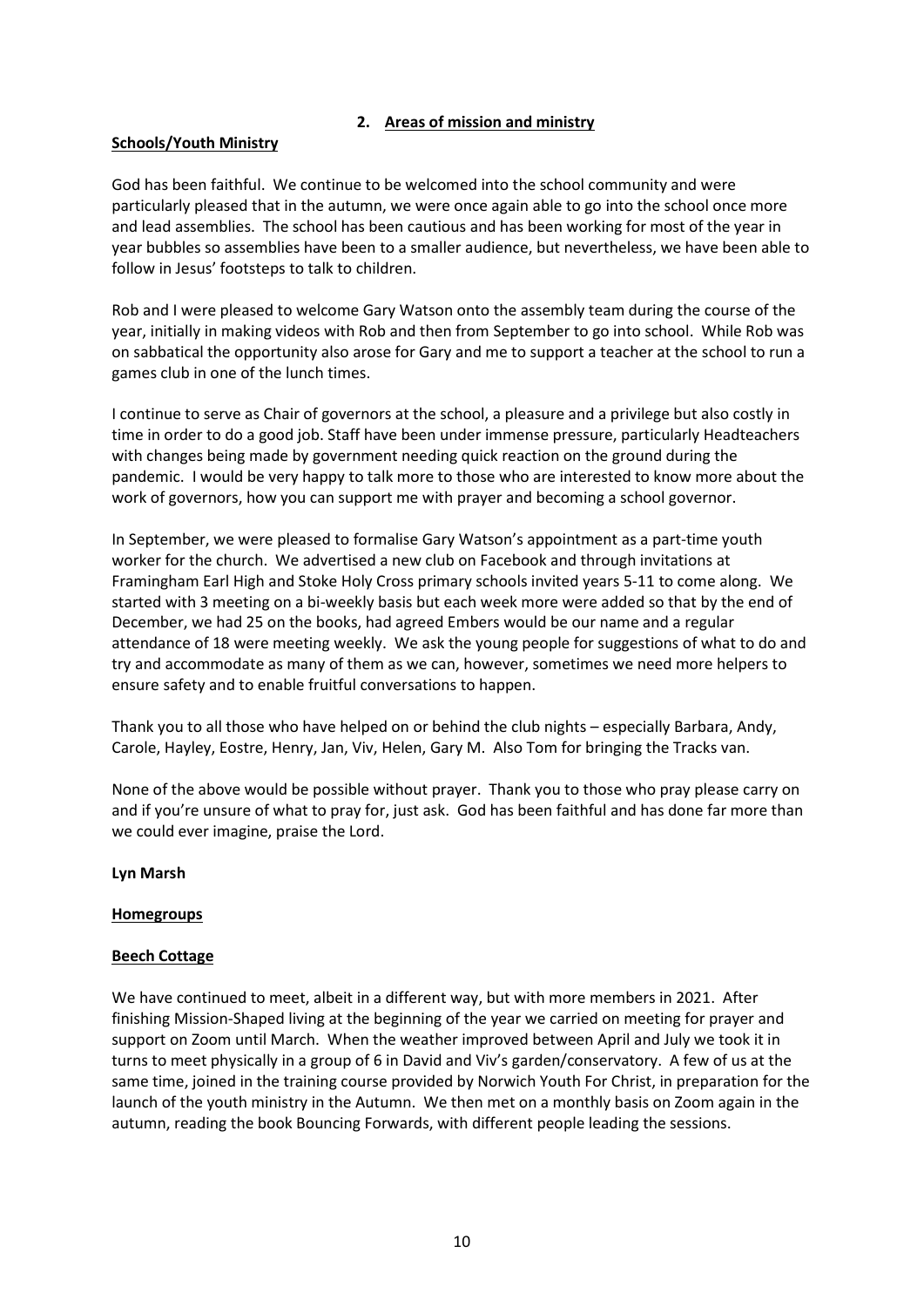## 2. Areas of mission and ministry

**Schools/Youth Ministry**

God has been faithful. We continue to be welcomed into the school community and were particularly pleased that in the autumn, we were once again able to go into the school once more and lead assemblies. The school has been cautious and has been working for most of the year in year bubbles so assemblies have been to a smaller audience, but nevertheless, we have been able to follow in Jesus' footsteps to talk to children.

Rob and I were pleased to welcome Gary Watson onto the assembly team during the course of the year, initially in making videos with Rob and then from September to go into school. While Rob was on sabbatical the opportunity also arose for Gary and me to support a teacher at the school to run a games club in one of the lunch times.

I continue to serve as Chair of governors at the school, a pleasure and a privilege but also costly in time in order to do a good job. Staff have been under immense pressure, particularly Headteachers with changes being made by government needing quick reaction on the ground during the pandemic. I would be very happy to talk more to those who are interested to know more about the work of governors, how you can support me with prayer and becoming a school governor.

In September, we were pleased to formalise Gary Watson's appointment as a part-time youth worker for the church. We advertised a new club on Facebook and through invitations at Framingham Earl High and Stoke Holy Cross primary schools invited years 5-11 to come along. We started with 3 meeting on a bi-weekly basis but each week more were added so that by the end of December, we had 25 on the books, had agreed Embers would be our name and a regular attendance of 18 were meeting weekly. We ask the young people for suggestions of what to do and try and accommodate as many of them as we can, however, sometimes we need more helpers to ensure safety and to enable fruitful conversations to happen.

Thank you to all those who have helped on or behind the club nights – especially Barbara, Andy, Carole, Hayley, Eostre, Henry, Jan, Viv, Helen, Gary M. Also Tom for bringing the Tracks van.

None of the above would be possible without prayer. Thank you to those who pray please carry on and if you're unsure of what to pray for, just ask. God has been faithful and has done far more than we could ever imagine, praise the Lord.

**Lyn Marsh**

**Homegroups**

**Beech Cottage**

We have continued to meet, albeit in a different way, but with more members in 2021. After finishing Mission-Shaped living at the beginning of the year we carried on meeting for prayer and support on Zoom until March. When the weather improved between April and July we took it in turns to meet physically in a group of 6 in David and Viv's garden/conservatory. A few of us at the same time, joined in the training course provided by Norwich Youth For Christ, in preparation for the launch of the youth ministry in the Autumn. We then met on a monthly basis on Zoom again in the autumn, reading the book Bouncing Forwards, with different people leading the sessions.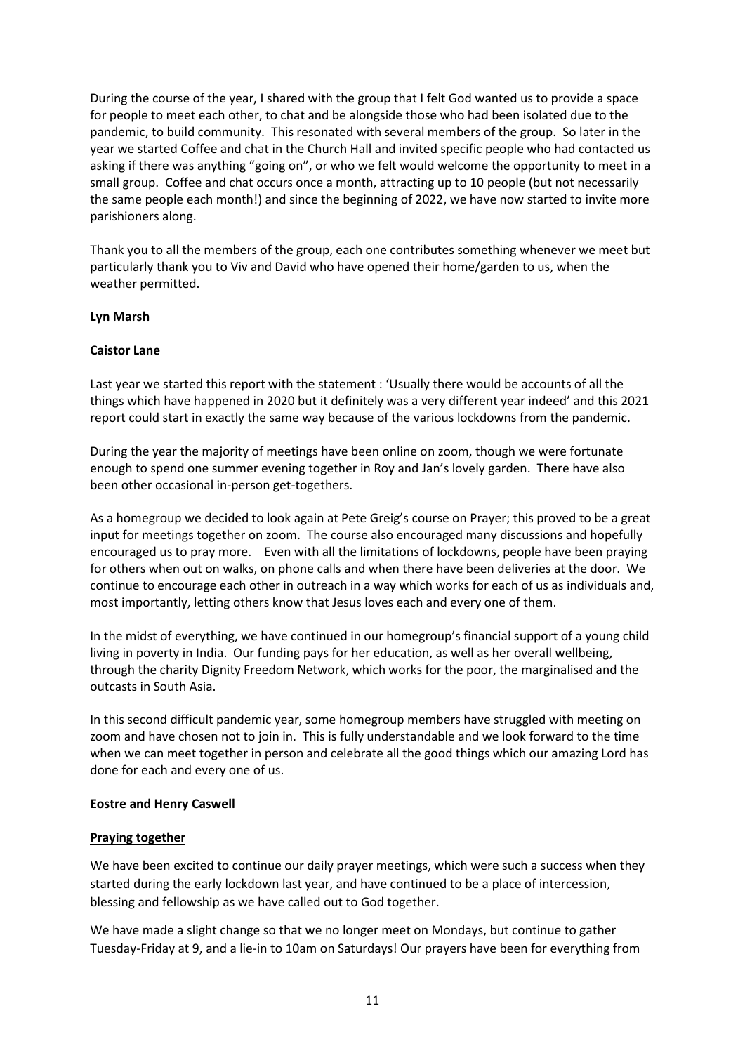During the course of the year, I shared with the group that I felt God wanted us to provide a space for people to meet each other, to chat and be alongside those who had been isolated due to the pandemic, to build community. This resonated with several members of the group. So later in the year we started Coffee and chat in the Church Hall and invited specific people who had contacted us asking if there was anything "going on", or who we felt would welcome the opportunity to meet in a small group. Coffee and chat occurs once a month, attracting up to 10 people (but not necessarily the same people each month!) and since the beginning of 2022, we have now started to invite more parishioners along.

Thank you to all the members of the group, each one contributes something whenever we meet but particularly thank you to Viv and David who have opened their home/garden to us, when the weather permitted.

**Lyn Marsh**

**<u>Caistor Lane</u>**

Last year we started this report with the statement : 'Usually there would be accounts of all the things which have happened in 2020 but it definitely was a very different year indeed' and this 2021 report could start in exactly the same way because of the various lockdowns from the pandemic.

During the year the majority of meetings have been online on zoom, though we were fortunate enough to spend one summer evening together in Roy and Jan's lovely garden. There have also been other occasional in-person get-togethers.

As a homegroup we decided to look again at Pete Greig's course on Prayer; this proved to be a great input for meetings together on zoom. The course also encouraged many discussions and hopefully encouraged us to pray more. Even with all the limitations of lockdowns, people have been praying for others when out on walks, on phone calls and when there have been deliveries at the door. We continue to encourage each other in outreach in a way which works for each of us as individuals and, most importantly, letting others know that Jesus loves each and every one of them.

In the midst of everything, we have continued in our homegroup's financial support of a young child living in poverty in India. Our funding pays for her education, as well as her overall wellbeing, through the charity Dignity Freedom Network, which works for the poor, the marginalised and the outcasts in South Asia.

In this second difficult pandemic year, some homegroup members have struggled with meeting on zoom and have chosen not to join in. This is fully understandable and we look forward to the time when we can meet together in person and celebrate all the good things which our amazing Lord has done for each and every one of us.

**Eostre and Henry Caswell**

**<u>Praying together</u>**

We have been excited to continue our daily prayer meetings, which were such a success when they started during the early lockdown last year, and have continued to be a place of intercession, blessing and fellowship as we have called out to God together.

We have made a slight change so that we no longer meet on Mondays, but continue to gather Tuesday-Friday at 9, and a lie-in to 10am on Saturdays! Our prayers have been for everything from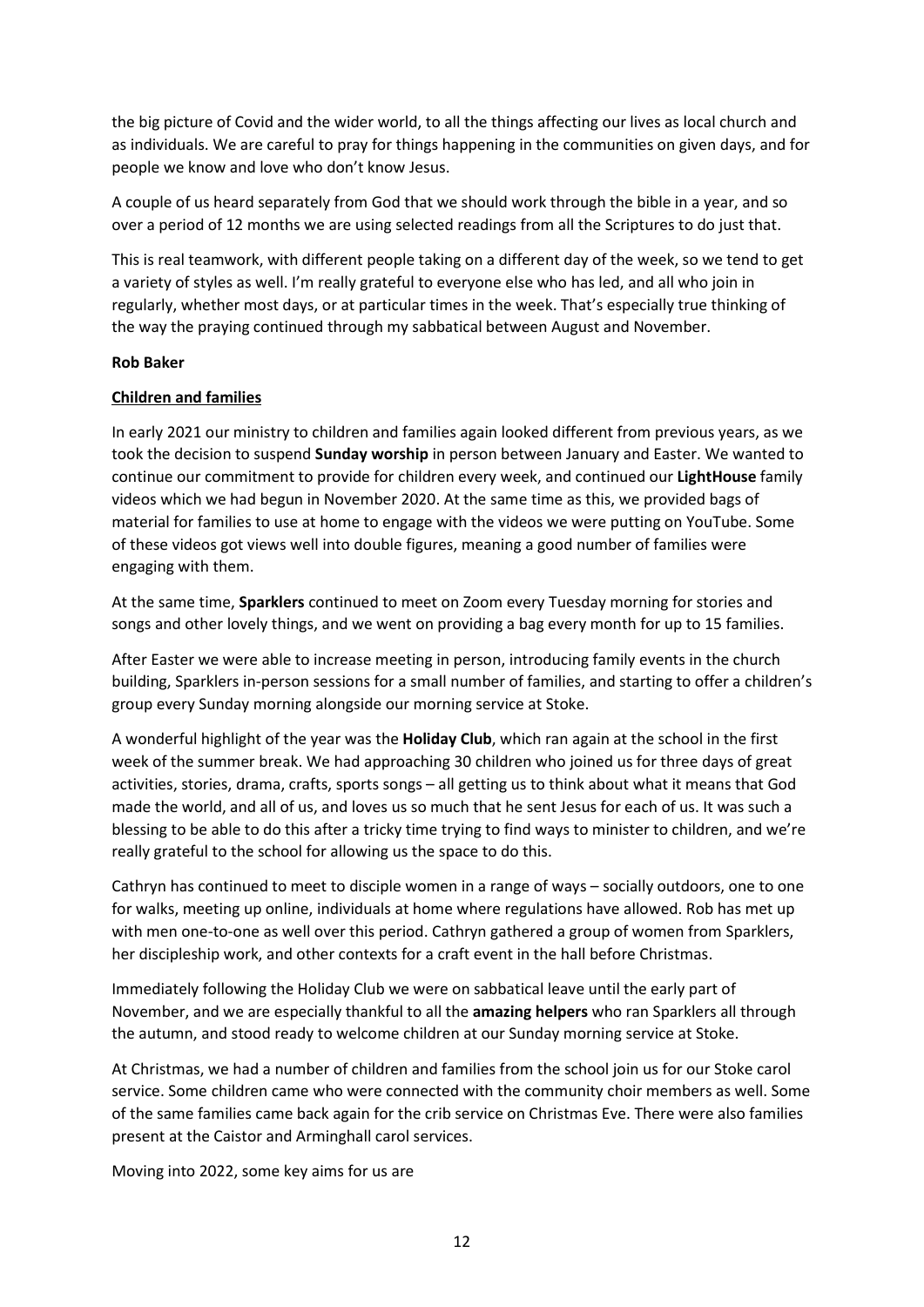the big picture of Covid and the wider world, to all the things affecting our lives as local church and as individuals. We are careful to pray for things happening in the communities on given days, and for people we know and love who don't know Jesus.

A couple of us heard separately from God that we should work through the bible in a year, and so over a period of 12 months we are using selected readings from all the Scriptures to do just that.

This is real teamwork, with different people taking on a different day of the week, so we tend to get a variety of styles as well. I'm really grateful to everyone else who has led, and all who join in regularly, whether most days, or at particular times in the week. That's especially true thinking of the way the praying continued through my sabbatical between August and November.

**Rob Baker**

**Children and families**

In early 2021 our ministry to children and families again looked different from previous years, as we took the decision to suspend **Sunday worship** in person between January and Easter. We wanted to continue our commitment to provide for children every week, and continued our **LightHouse** family videos which we had begun in November 2020. At the same time as this, we provided bags of material for families to use at home to engage with the videos we were putting on YouTube. Some of these videos got views well into double figures, meaning a good number of families were engaging with them.

At the same time, **Sparklers** continued to meet on Zoom every Tuesday morning for stories and songs and other lovely things, and we went on providing a bag every month for up to 15 families.

After Easter we were able to increase meeting in person, introducing family events in the church building, Sparklers in-person sessions for a small number of families, and starting to offer a children's group every Sunday morning alongside our morning service at Stoke.

A wonderful highlight of the year was the **Holiday Club**, which ran again at the school in the first week of the summer break. We had approaching 30 children who joined us for three days of great activities, stories, drama, crafts, sports songs – all getting us to think about what it means that God made the world, and all of us, and loves us so much that he sent Jesus for each of us. It was such a blessing to be able to do this after a tricky time trying to find ways to minister to children, and we're really grateful to the school for allowing us the space to do this.

Cathryn has continued to meet to disciple women in a range of ways – socially outdoors, one to one for walks, meeting up online, individuals at home where regulations have allowed. Rob has met up with men one-to-one as well over this period. Cathryn gathered a group of women from Sparklers, her discipleship work, and other contexts for a craft event in the hall before Christmas.

Immediately following the Holiday Club we were on sabbatical leave until the early part of November, and we are especially thankful to all the **amazing helpers** who ran Sparklers all through the autumn, and stood ready to welcome children at our Sunday morning service at Stoke.

At Christmas, we had a number of children and families from the school join us for our Stoke carol service. Some children came who were connected with the community choir members as well. Some of the same families came back again for the crib service on Christmas Eve. There were also families present at the Caistor and Arminghall carol services.

Moving into 2022, some key aims for us are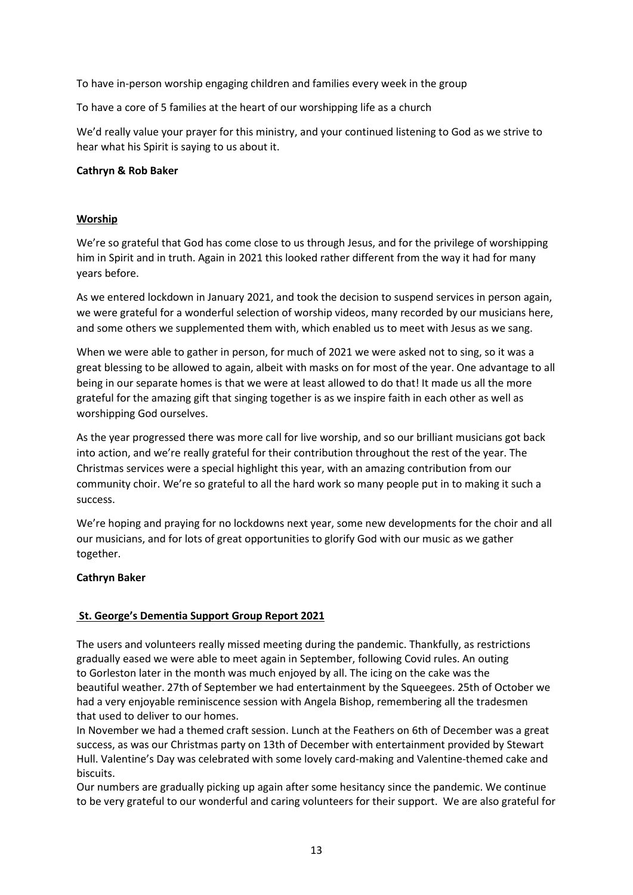To have in-person worship engaging children and families every week in the group

To have a core of 5 families at the heart of our worshipping life as a church

We'd really value your prayer for this ministry, and your continued listening to God as we strive to hear what his Spirit is saying to us about it.

**Cathryn & Rob Baker**

## Worship

We're so grateful that God has come close to us through Jesus, and for the privilege of worshipping him in Spirit and in truth. Again in 2021 this looked rather different from the way it had for many years before.

As we entered lockdown in January 2021, and took the decision to suspend services in person again, we were grateful for a wonderful selection of worship videos, many recorded by our musicians here, and some others we supplemented them with, which enabled us to meet with Jesus as we sang.

When we were able to gather in person, for much of 2021 we were asked not to sing, so it was a great blessing to be allowed to again, albeit with masks on for most of the year. One advantage to all being in our separate homes is that we were at least allowed to do that! It made us all the more grateful for the amazing gift that singing together is as we inspire faith in each other as well as worshipping God ourselves.

As the year progressed there was more call for live worship, and so our brilliant musicians got back into action, and we're really grateful for their contribution throughout the rest of the year. The Christmas services were a special highlight this year, with an amazing contribution from our community choir. We're so grateful to all the hard work so many people put in to making it such a success.

We're hoping and praying for no lockdowns next year, some new developments for the choir and all our musicians, and for lots of great opportunities to glorify God with our music as we gather together.

**Cathryn Baker**

## St. George's Dementia Support Group Report 2021

The users and volunteers really missed meeting during the pandemic. Thankfully, as restrictions gradually eased we were able to meet again in September, following Covid rules. An outing to Gorleston later in the month was much enjoyed by all. The icing on the cake was the beautiful weather. 27th of September we had entertainment by the Squeegees. 25th of October we had a very enjoyable reminiscence session with Angela Bishop, remembering all the tradesmen that used to deliver to our homes.

In November we had a themed craft session. Lunch at the Feathers on 6th of December was a great success, as was our Christmas party on 13th of December with entertainment provided by Stewart Hull. Valentine's Day was celebrated with some lovely card-making and Valentine-themed cake and biscuits.

Our numbers are gradually picking up again after some hesitancy since the pandemic. We continue to be very grateful to our wonderful and caring volunteers for their support. We are also grateful for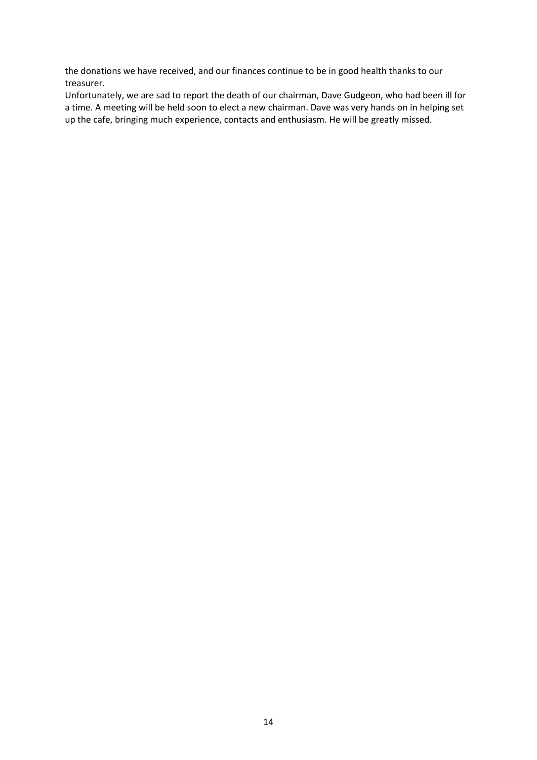the donations we have received, and our finances continue to be in good health thanks to our treasurer.

Unfortunately, we are sad to report the death of our chairman, Dave Gudgeon, who had been ill for a time. A meeting will be held soon to elect a new chairman. Dave was very hands on in helping set up the cafe, bringing much experience, contacts and enthusiasm. He will be greatly missed.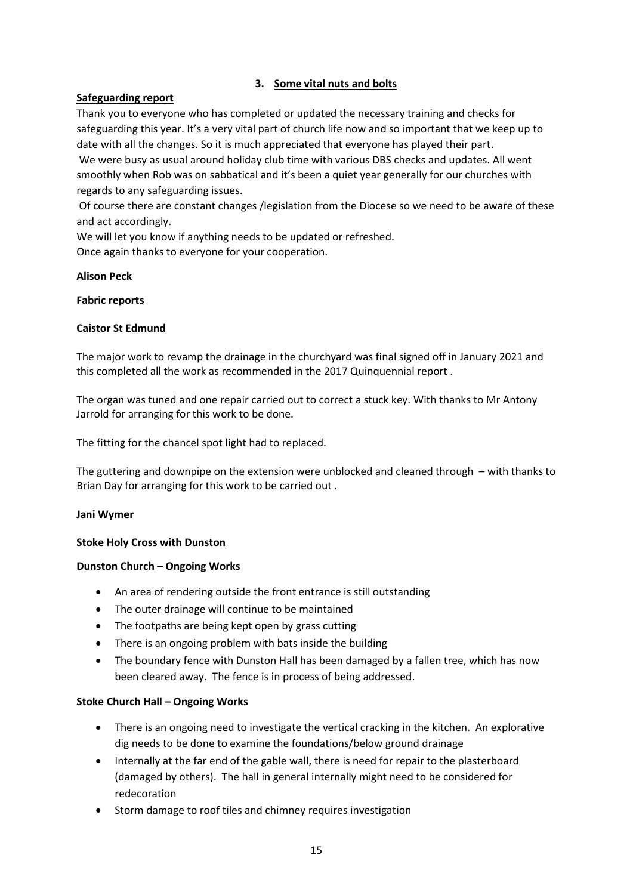## 3. Some vital nuts and bolts

**Safeguarding report**

Thank you to everyone who has completed or updated the necessary training and checks for safeguarding this year. It's a very vital part of church life now and so important that we keep up to date with all the changes. So it is much appreciated that everyone has played their part.

We were busy as usual around holiday club time with various DBS checks and updates. All went smoothly when Rob was on sabbatical and it's been a quiet year generally for our churches with regards to any safeguarding issues.

Of course there are constant changes /legislation from the Diocese so we need to be aware of these and act accordingly.

We will let you know if anything needs to be updated or refreshed.

Once again thanks to everyone for your cooperation.

**Alison Peck**

**Fabric reports**

**Caistor St Edmund**

The major work to revamp the drainage in the churchyard was final signed off in January 2021 and this completed all the work as recommended in the 2017 Quinquennial report .

The organ was tuned and one repair carried out to correct a stuck key. With thanks to Mr Antony Jarrold for arranging for this work to be done.

The fitting for the chancel spot light had to replaced.

The guttering and downpipe on the extension were unblocked and cleaned through – with thanks to Brian Day for arranging for this work to be carried out .

**Jani Wymer**

**Stoke Holy Cross with Dunston**

**Dunston Church – Ongoing Works**

- An area of rendering outside the front entrance is still outstanding
- The outer drainage will continue to be maintained
- The footpaths are being kept open by grass cutting
- There is an ongoing problem with bats inside the building
- The boundary fence with Dunston Hall has been damaged by a fallen tree, which has now been cleared away. The fence is in process of being addressed.

**Stoke Church Hall – Ongoing Works**

- There is an ongoing need to investigate the vertical cracking in the kitchen. An explorative dig needs to be done to examine the foundations/below ground drainage
- Internally at the far end of the gable wall, there is need for repair to the plasterboard (damaged by others). The hall in general internally might need to be considered for redecoration
- Storm damage to roof tiles and chimney requires investigation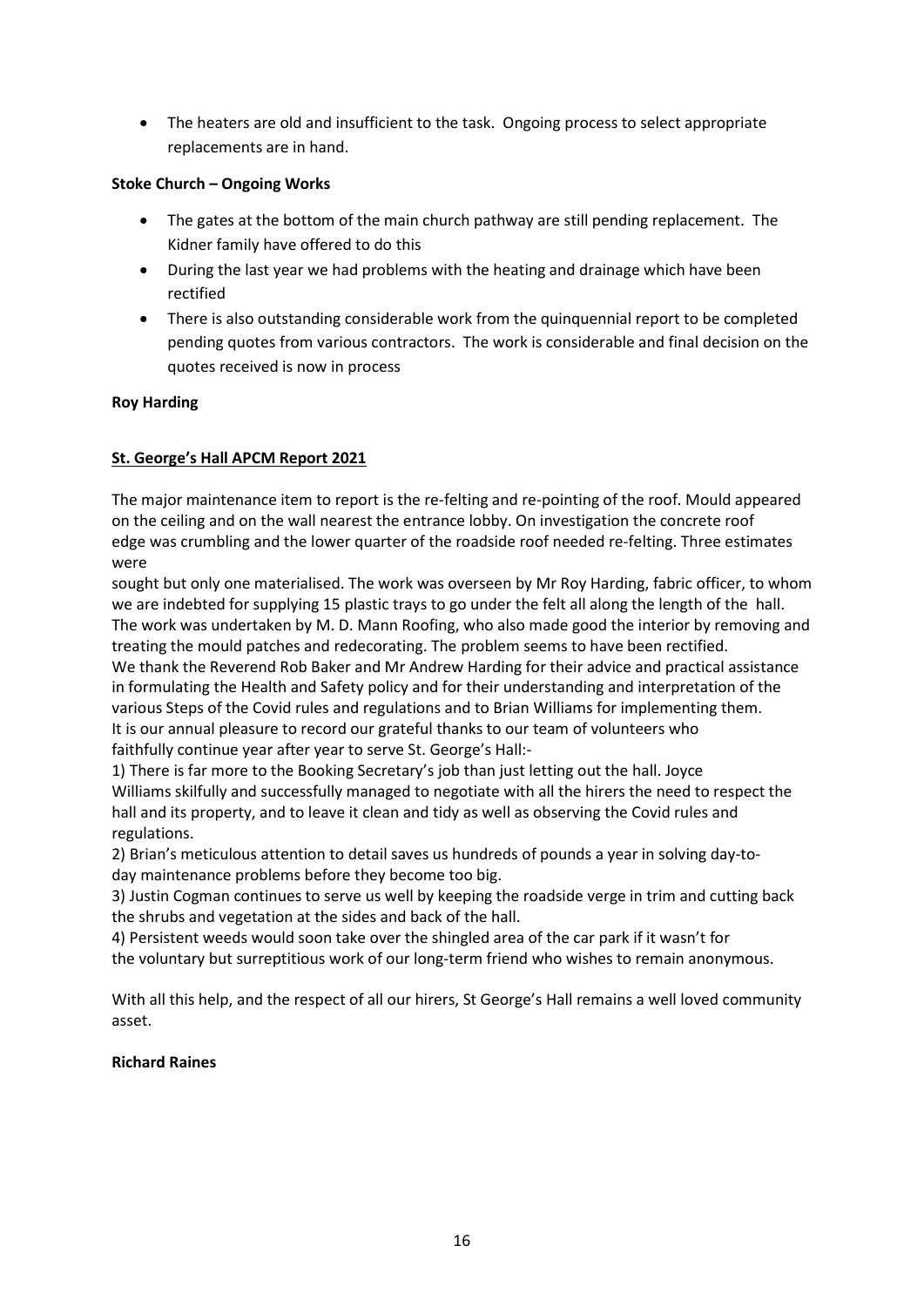- The heaters are old and insufficient to the task. Ongoing process to select appropriate replacements are in hand.

**Stoke Church – Ongoing Works**

- The gates at the bottom of the main church pathway are still pending replacement. The Kidner family have offered to do this
- During the last year we had problems with the heating and drainage which have been rectified
- There is also outstanding considerable work from the quinquennial report to be completed pending quotes from various contractors. The work is considerable and final decision on the quotes received is now in process

**Roy Harding**

**St. George's Hall APCM Report 2021**

The major maintenance item to report is the re-felting and re-pointing of the roof. Mould appeared on the ceiling and on the wall nearest the entrance lobby. On investigation the concrete roof edge was crumbling and the lower quarter of the roadside roof needed re-felting. Three estimates were sought but only one materialised. The work was overseen by Mr Roy Harding, fabric officer, to whom we are indebted for supplying 15 plastic trays to go under the felt all along the length of the hall. The work was undertaken by M. D. Mann Roofing, who also made good the interior by removing and treating the mould patches and redecorating. The problem seems to have been rectified.

We thank the Reverend Rob Baker and Mr Andrew Harding for their advice and practical assistance in formulating the Health and Safety policy and for their understanding and interpretation of the various Steps of the Covid rules and regulations and to Brian Williams for implementing them.

It is our annual pleasure to record our grateful thanks to our team of volunteers who faithfully continue year after year to serve St. George's Hall:-

1) There is far more to the Booking Secretary's job than just letting out the hall. Joyce Williams skilfully and successfully managed to negotiate with all the hirers the need to respect the hall and its property, and to leave it clean and tidy as well as observing the Covid rules and regulations.

2) Brian's meticulous attention to detail saves us hundreds of pounds a year in solving day-to-day maintenance problems before they become too big.

3) Justin Cogman continues to serve us well by keeping the roadside verge in trim and cutting back the shrubs and vegetation at the sides and back of the hall.

4) Persistent weeds would soon take over the shingled area of the car park if it wasn't for the voluntary but surreptitious work of our long-term friend who wishes to remain anonymous.

With all this help, and the respect of all our hirers, St George's Hall remains a well loved community asset.

**Richard Raines**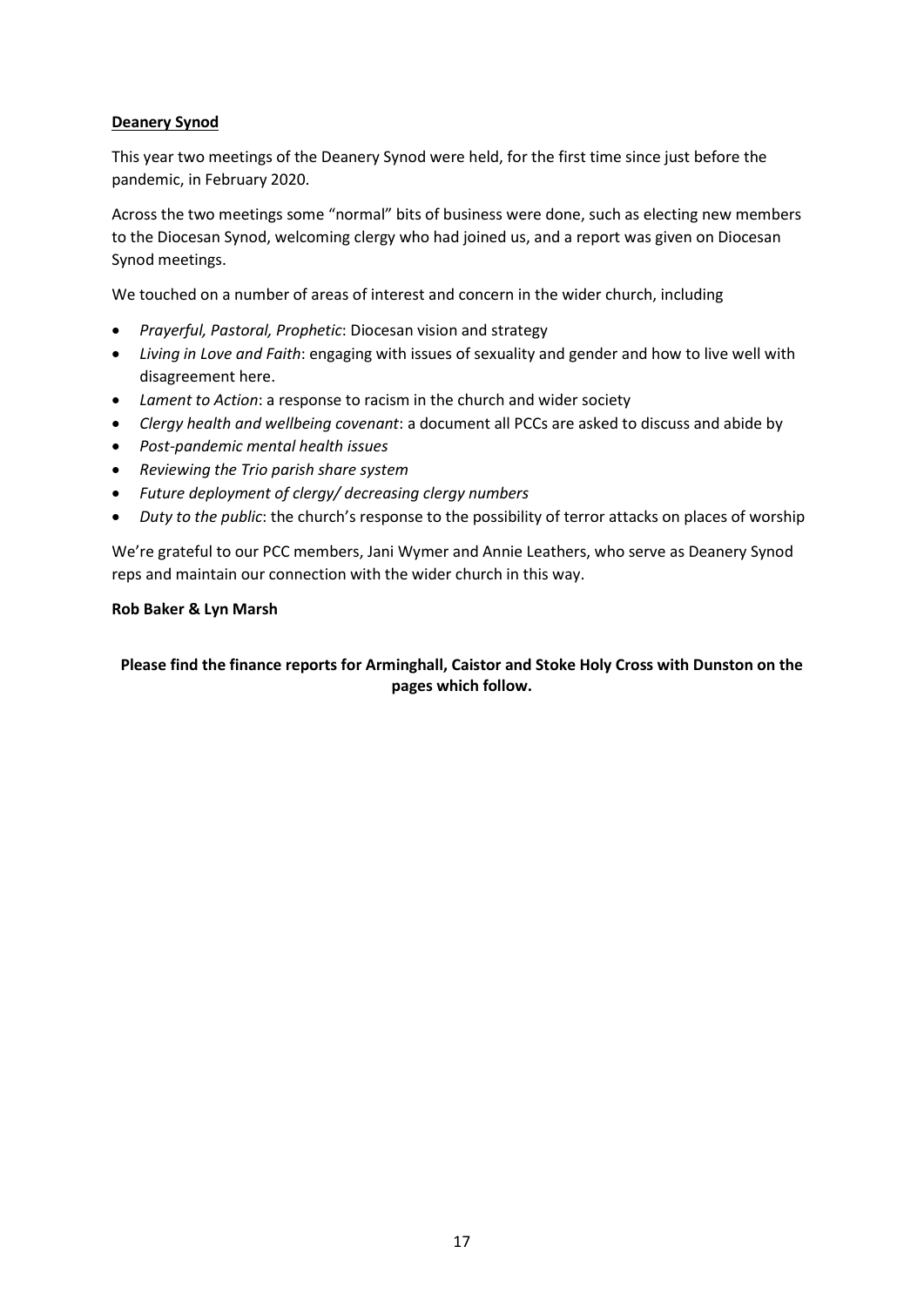**Deanery Synod**

This year two meetings of the Deanery Synod were held, for the first time since just before the pandemic, in February 2020.

Across the two meetings some "normal" bits of business were done, such as electing new members to the Diocesan Synod, welcoming clergy who had joined us, and a report was given on Diocesan Synod meetings.

We touched on a number of areas of interest and concern in the wider church, including

- *Prayerful, Pastoral, Prophetic*: Diocesan vision and strategy
- *Living in Love and Faith*: engaging with issues of sexuality and gender and how to live well with disagreement here.
- *Lament to Action*: a response to racism in the church and wider society
- *Clergy health and wellbeing covenant*: a document all PCCs are asked to discuss and abide by
- *Post-pandemic mental health issues*
- *Reviewing the Trio parish share system*
- *Future deployment of clergy/ decreasing clergy numbers*
- *Duty to the public*: the church's response to the possibility of terror attacks on places of worship

We're grateful to our PCC members, Jani Wymer and Annie Leathers, who serve as Deanery Synod reps and maintain our connection with the wider church in this way.

**Rob Baker & Lyn Marsh**

**Please find the finance reports for Arminghall, Caistor and Stoke Holy Cross with Dunston on the pages which follow.**